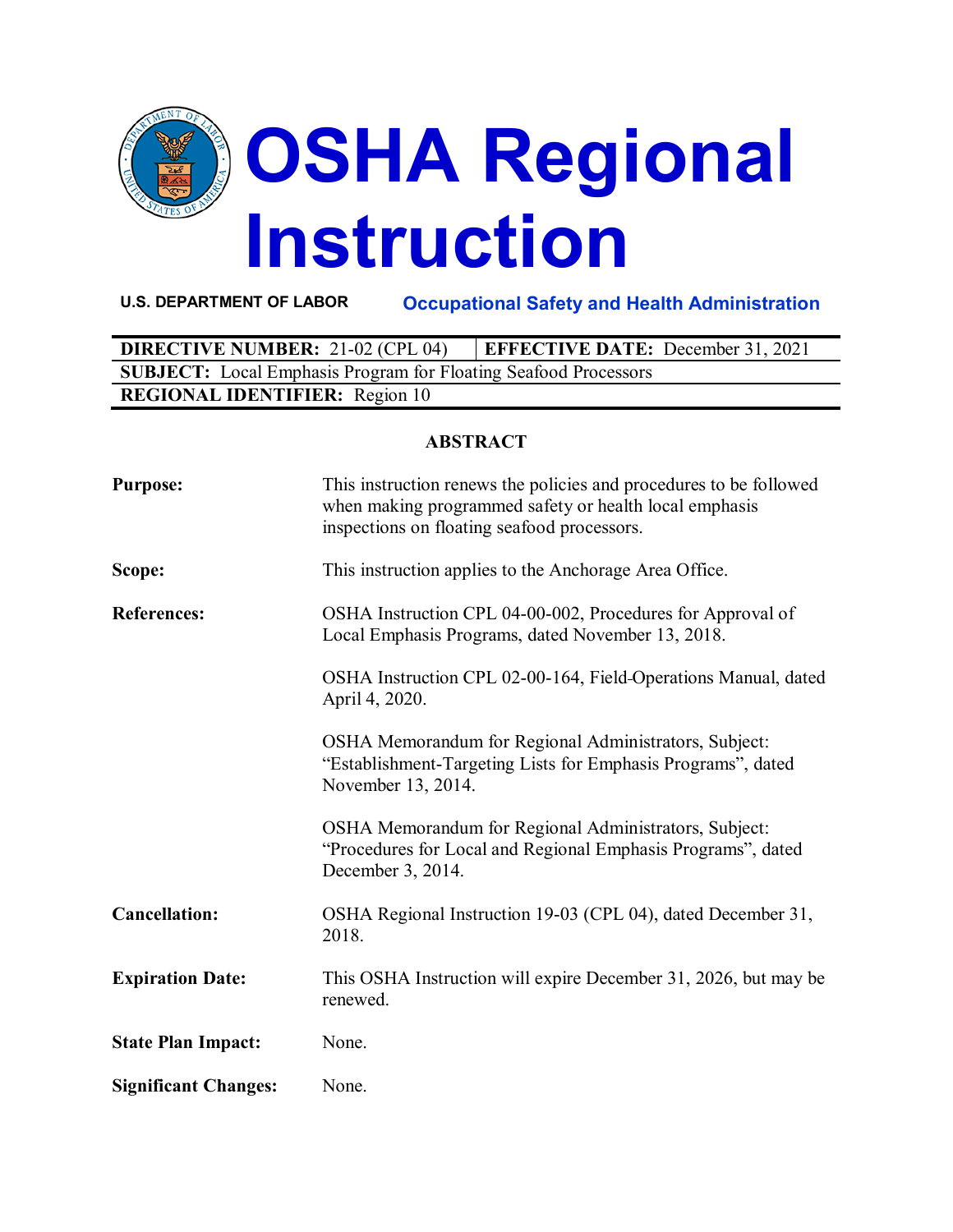# OSHA Regional Instruction

**U.S. DEPARTMENT OF LABOR** Occupational Safety and Health Administration

| **DIRECTIVE NUMBER:** 21-02 (CPL 04) | **EFFECTIVE DATE:** December 31, 2021 |
|---|---|
| **SUBJECT:** Local Emphasis Program for Floating Seafood Processors | |
| **REGIONAL IDENTIFIER:** Region 10 | |

## ABSTRACT

**Purpose:** This instruction renews the policies and procedures to be followed when making programmed safety or health local emphasis inspections on floating seafood processors.

**Scope:** This instruction applies to the Anchorage Area Office.

**References:** OSHA Instruction CPL 04-00-002, Procedures for Approval of Local Emphasis Programs, dated November 13, 2018.

OSHA Instruction CPL 02-00-164, Field-Operations Manual, dated April 4, 2020.

OSHA Memorandum for Regional Administrators, Subject: "Establishment-Targeting Lists for Emphasis Programs", dated November 13, 2014.

OSHA Memorandum for Regional Administrators, Subject: "Procedures for Local and Regional Emphasis Programs", dated December 3, 2014.

**Cancellation:** OSHA Regional Instruction 19-03 (CPL 04), dated December 31, 2018.

**Expiration Date:** This OSHA Instruction will expire December 31, 2026, but may be renewed.

**State Plan Impact:** None.

**Significant Changes:** None.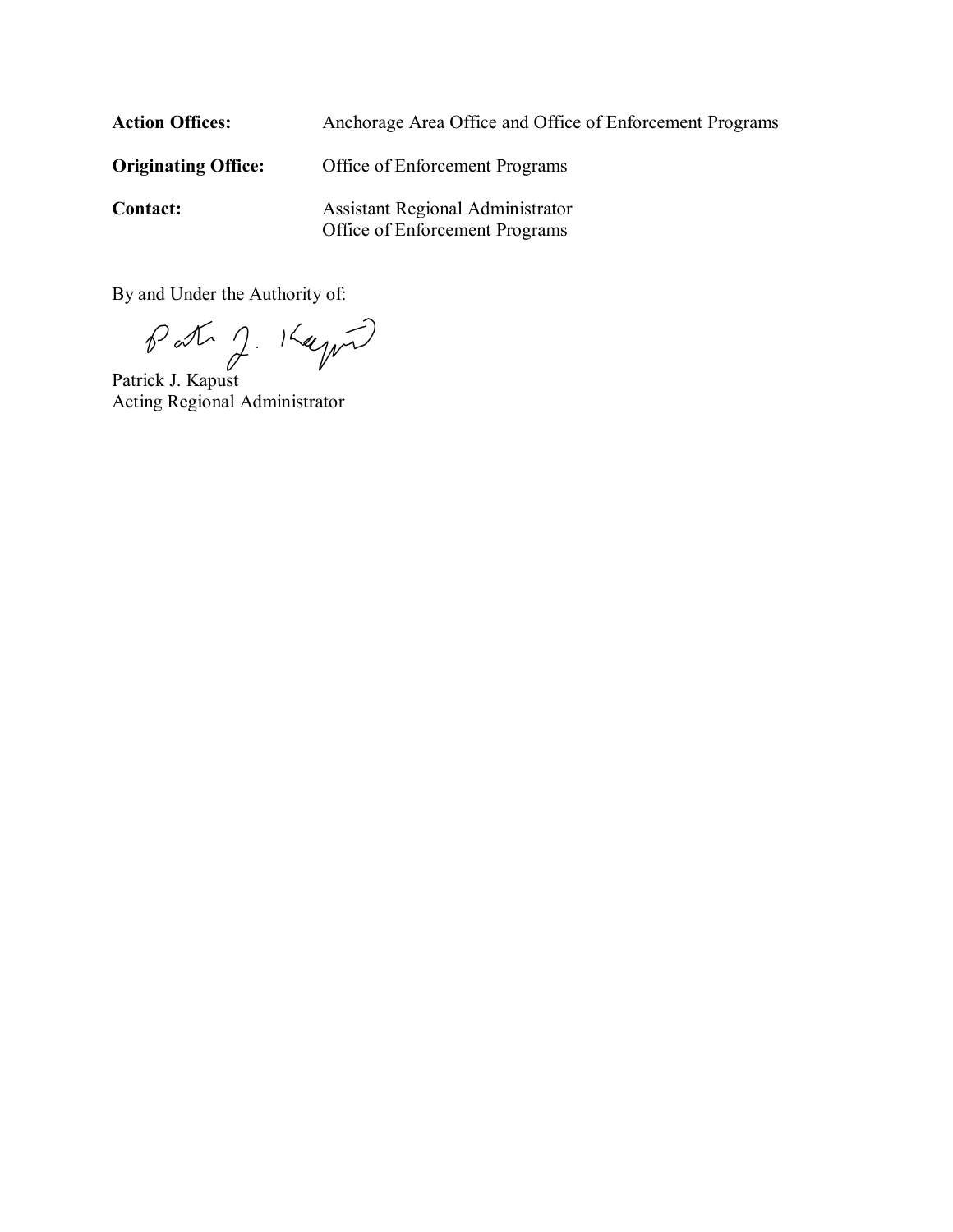**Action Offices:** Anchorage Area Office and Office of Enforcement Programs

**Originating Office:** Office of Enforcement Programs

**Contact:** Assistant Regional Administrator
Office of Enforcement Programs

By and Under the Authority of:

Patrick J. Kapust
Acting Regional Administrator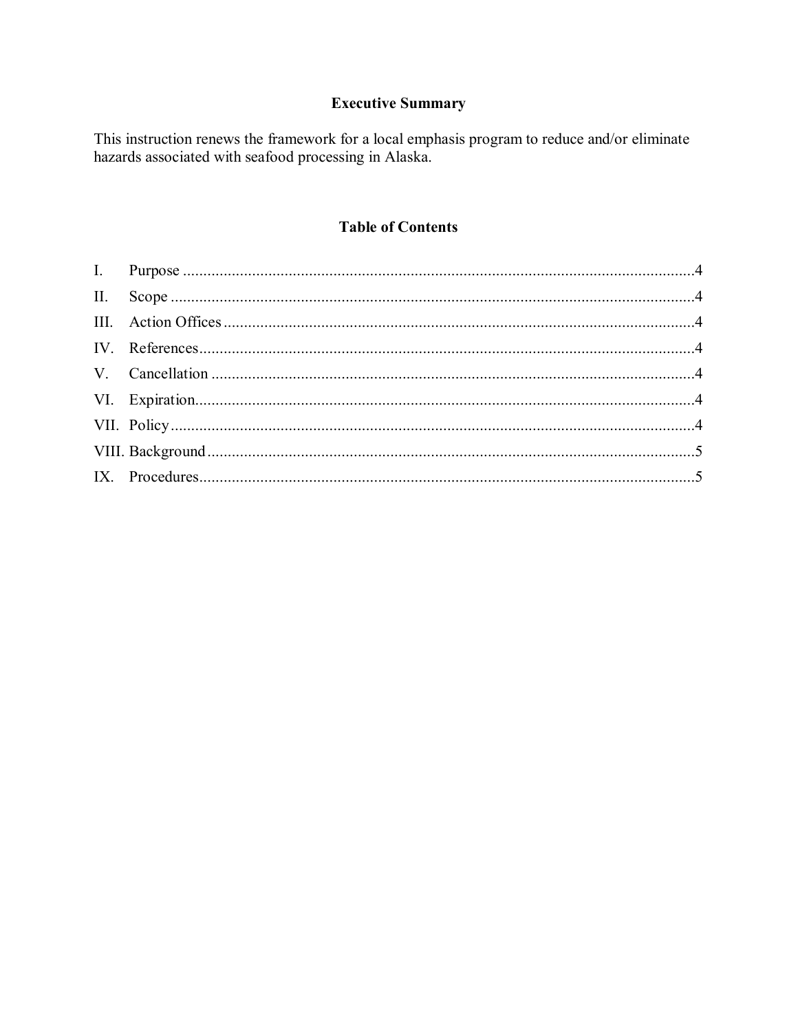## Executive Summary

This instruction renews the framework for a local emphasis program to reduce and/or eliminate hazards associated with seafood processing in Alaska.

## Table of Contents

I. Purpose ....................................................................................................................4

II. Scope ........................................................................................................................4

III. Action Offices .........................................................................................................4

IV. References................................................................................................................4

V. Cancellation .............................................................................................................4

VI. Expiration.................................................................................................................4

VII. Policy .......................................................................................................................4

VIII. Background .............................................................................................................5

IX. Procedures................................................................................................................5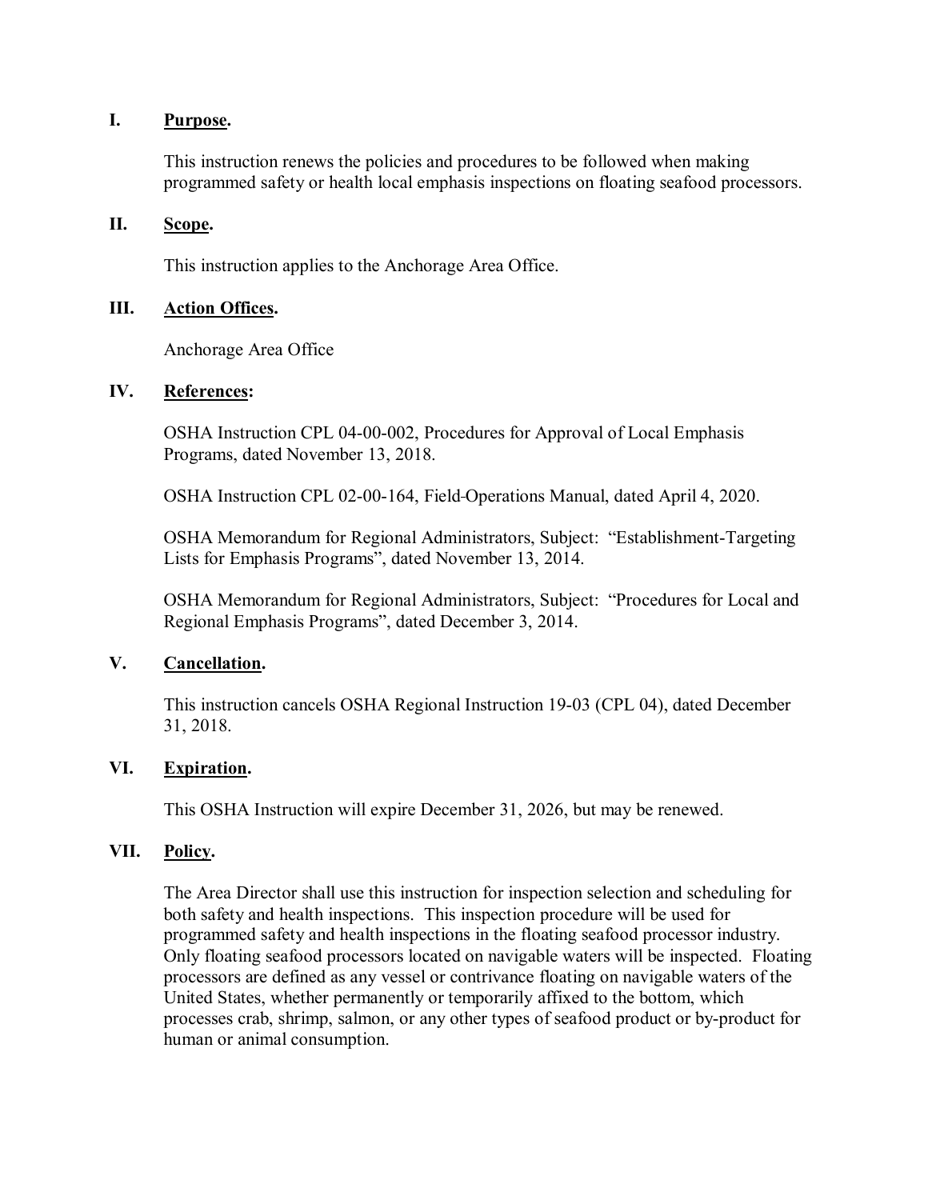## I. Purpose.

This instruction renews the policies and procedures to be followed when making programmed safety or health local emphasis inspections on floating seafood processors.

## II. Scope.

This instruction applies to the Anchorage Area Office.

## III. Action Offices.

Anchorage Area Office

## IV. References:

OSHA Instruction CPL 04-00-002, Procedures for Approval of Local Emphasis Programs, dated November 13, 2018.

OSHA Instruction CPL 02-00-164, Field-Operations Manual, dated April 4, 2020.

OSHA Memorandum for Regional Administrators, Subject: "Establishment-Targeting Lists for Emphasis Programs", dated November 13, 2014.

OSHA Memorandum for Regional Administrators, Subject: "Procedures for Local and Regional Emphasis Programs", dated December 3, 2014.

## V. Cancellation.

This instruction cancels OSHA Regional Instruction 19-03 (CPL 04), dated December 31, 2018.

## VI. Expiration.

This OSHA Instruction will expire December 31, 2026, but may be renewed.

## VII. Policy.

The Area Director shall use this instruction for inspection selection and scheduling for both safety and health inspections. This inspection procedure will be used for programmed safety and health inspections in the floating seafood processor industry. Only floating seafood processors located on navigable waters will be inspected. Floating processors are defined as any vessel or contrivance floating on navigable waters of the United States, whether permanently or temporarily affixed to the bottom, which processes crab, shrimp, salmon, or any other types of seafood product or by-product for human or animal consumption.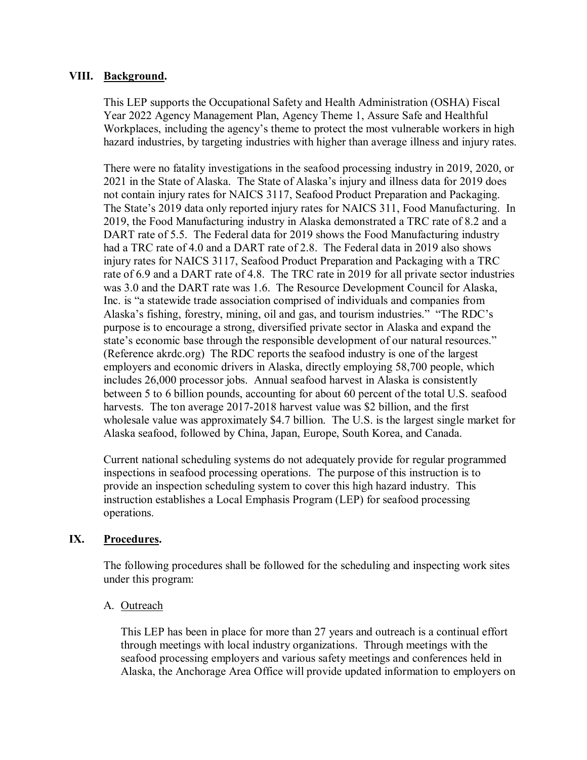## VIII. Background.

This LEP supports the Occupational Safety and Health Administration (OSHA) Fiscal Year 2022 Agency Management Plan, Agency Theme 1, Assure Safe and Healthful Workplaces, including the agency's theme to protect the most vulnerable workers in high hazard industries, by targeting industries with higher than average illness and injury rates.

There were no fatality investigations in the seafood processing industry in 2019, 2020, or 2021 in the State of Alaska. The State of Alaska's injury and illness data for 2019 does not contain injury rates for NAICS 3117, Seafood Product Preparation and Packaging. The State's 2019 data only reported injury rates for NAICS 311, Food Manufacturing. In 2019, the Food Manufacturing industry in Alaska demonstrated a TRC rate of 8.2 and a DART rate of 5.5. The Federal data for 2019 shows the Food Manufacturing industry had a TRC rate of 4.0 and a DART rate of 2.8. The Federal data in 2019 also shows injury rates for NAICS 3117, Seafood Product Preparation and Packaging with a TRC rate of 6.9 and a DART rate of 4.8. The TRC rate in 2019 for all private sector industries was 3.0 and the DART rate was 1.6. The Resource Development Council for Alaska, Inc. is "a statewide trade association comprised of individuals and companies from Alaska's fishing, forestry, mining, oil and gas, and tourism industries." "The RDC's purpose is to encourage a strong, diversified private sector in Alaska and expand the state's economic base through the responsible development of our natural resources." (Reference akrdc.org) The RDC reports the seafood industry is one of the largest employers and economic drivers in Alaska, directly employing 58,700 people, which includes 26,000 processor jobs. Annual seafood harvest in Alaska is consistently between 5 to 6 billion pounds, accounting for about 60 percent of the total U.S. seafood harvests. The ton average 2017-2018 harvest value was $2 billion, and the first wholesale value was approximately $4.7 billion. The U.S. is the largest single market for Alaska seafood, followed by China, Japan, Europe, South Korea, and Canada.

Current national scheduling systems do not adequately provide for regular programmed inspections in seafood processing operations. The purpose of this instruction is to provide an inspection scheduling system to cover this high hazard industry. This instruction establishes a Local Emphasis Program (LEP) for seafood processing operations.

## IX. Procedures.

The following procedures shall be followed for the scheduling and inspecting work sites under this program:

### A. Outreach

This LEP has been in place for more than 27 years and outreach is a continual effort through meetings with local industry organizations. Through meetings with the seafood processing employers and various safety meetings and conferences held in Alaska, the Anchorage Area Office will provide updated information to employers on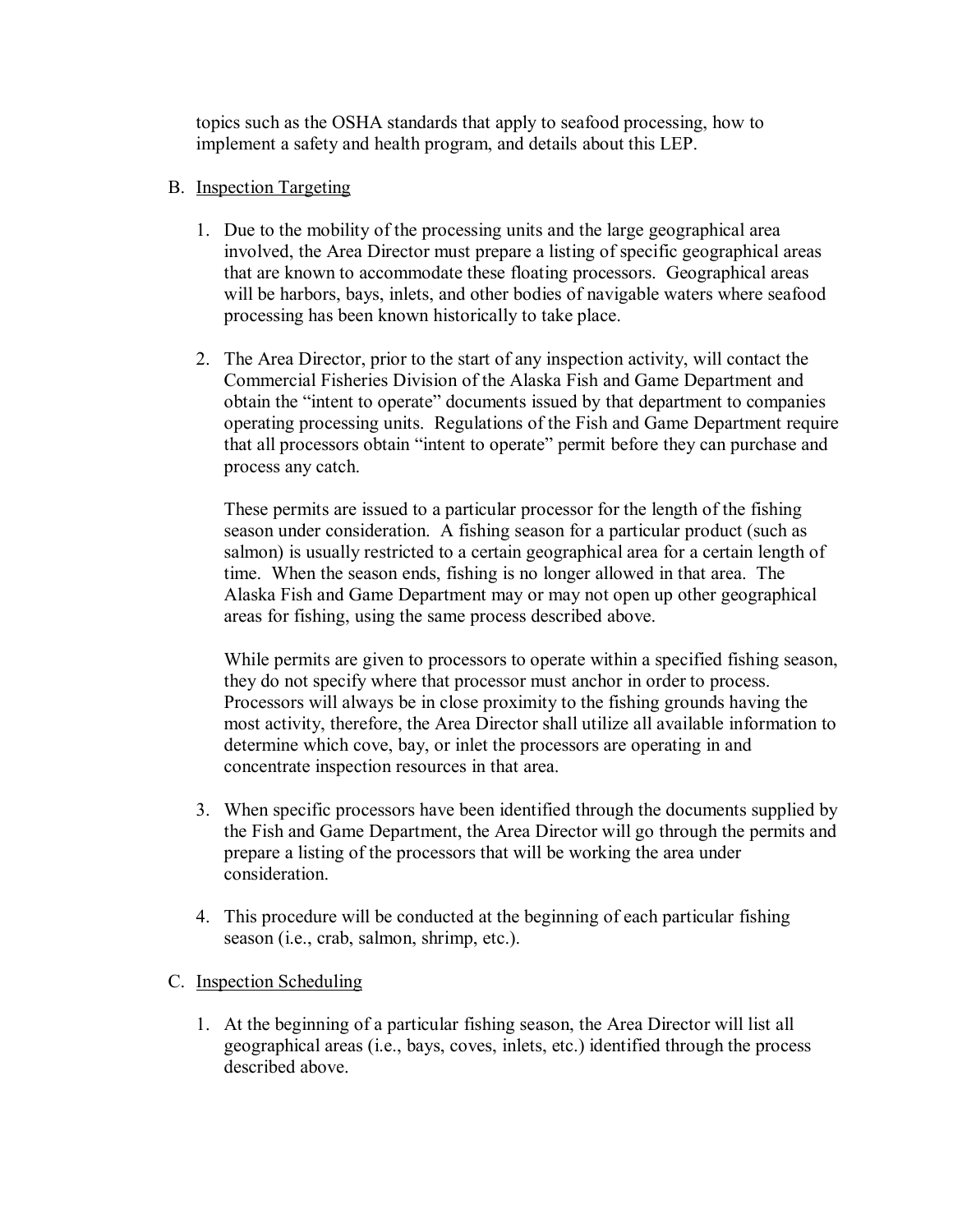topics such as the OSHA standards that apply to seafood processing, how to implement a safety and health program, and details about this LEP.

B. Inspection Targeting

1. Due to the mobility of the processing units and the large geographical area involved, the Area Director must prepare a listing of specific geographical areas that are known to accommodate these floating processors. Geographical areas will be harbors, bays, inlets, and other bodies of navigable waters where seafood processing has been known historically to take place.

2. The Area Director, prior to the start of any inspection activity, will contact the Commercial Fisheries Division of the Alaska Fish and Game Department and obtain the "intent to operate" documents issued by that department to companies operating processing units. Regulations of the Fish and Game Department require that all processors obtain "intent to operate" permit before they can purchase and process any catch.

   These permits are issued to a particular processor for the length of the fishing season under consideration. A fishing season for a particular product (such as salmon) is usually restricted to a certain geographical area for a certain length of time. When the season ends, fishing is no longer allowed in that area. The Alaska Fish and Game Department may or may not open up other geographical areas for fishing, using the same process described above.

   While permits are given to processors to operate within a specified fishing season, they do not specify where that processor must anchor in order to process. Processors will always be in close proximity to the fishing grounds having the most activity, therefore, the Area Director shall utilize all available information to determine which cove, bay, or inlet the processors are operating in and concentrate inspection resources in that area.

3. When specific processors have been identified through the documents supplied by the Fish and Game Department, the Area Director will go through the permits and prepare a listing of the processors that will be working the area under consideration.

4. This procedure will be conducted at the beginning of each particular fishing season (i.e., crab, salmon, shrimp, etc.).

C. Inspection Scheduling

1. At the beginning of a particular fishing season, the Area Director will list all geographical areas (i.e., bays, coves, inlets, etc.) identified through the process described above.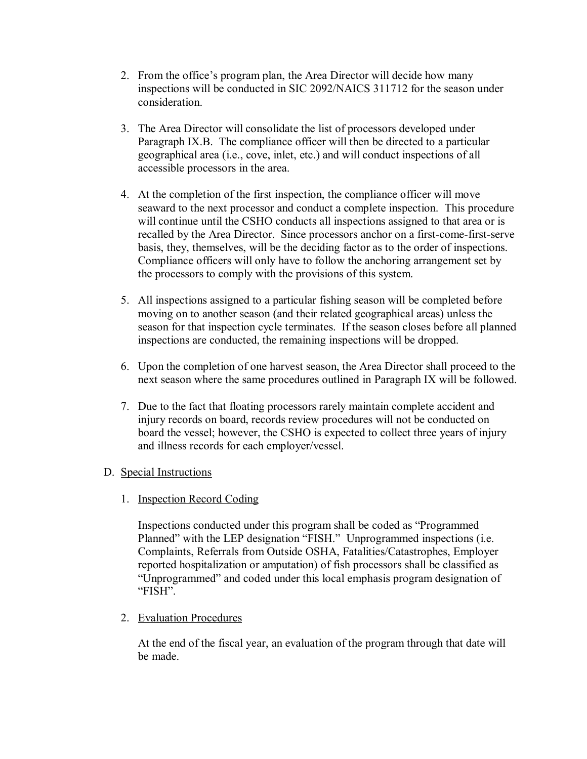2. From the office's program plan, the Area Director will decide how many inspections will be conducted in SIC 2092/NAICS 311712 for the season under consideration.

3. The Area Director will consolidate the list of processors developed under Paragraph IX.B. The compliance officer will then be directed to a particular geographical area (i.e., cove, inlet, etc.) and will conduct inspections of all accessible processors in the area.

4. At the completion of the first inspection, the compliance officer will move seaward to the next processor and conduct a complete inspection. This procedure will continue until the CSHO conducts all inspections assigned to that area or is recalled by the Area Director. Since processors anchor on a first-come-first-serve basis, they, themselves, will be the deciding factor as to the order of inspections. Compliance officers will only have to follow the anchoring arrangement set by the processors to comply with the provisions of this system.

5. All inspections assigned to a particular fishing season will be completed before moving on to another season (and their related geographical areas) unless the season for that inspection cycle terminates. If the season closes before all planned inspections are conducted, the remaining inspections will be dropped.

6. Upon the completion of one harvest season, the Area Director shall proceed to the next season where the same procedures outlined in Paragraph IX will be followed.

7. Due to the fact that floating processors rarely maintain complete accident and injury records on board, records review procedures will not be conducted on board the vessel; however, the CSHO is expected to collect three years of injury and illness records for each employer/vessel.

D. Special Instructions

1. Inspection Record Coding

   Inspections conducted under this program shall be coded as "Programmed Planned" with the LEP designation "FISH." Unprogrammed inspections (i.e. Complaints, Referrals from Outside OSHA, Fatalities/Catastrophes, Employer reported hospitalization or amputation) of fish processors shall be classified as "Unprogrammed" and coded under this local emphasis program designation of "FISH".

2. Evaluation Procedures

   At the end of the fiscal year, an evaluation of the program through that date will be made.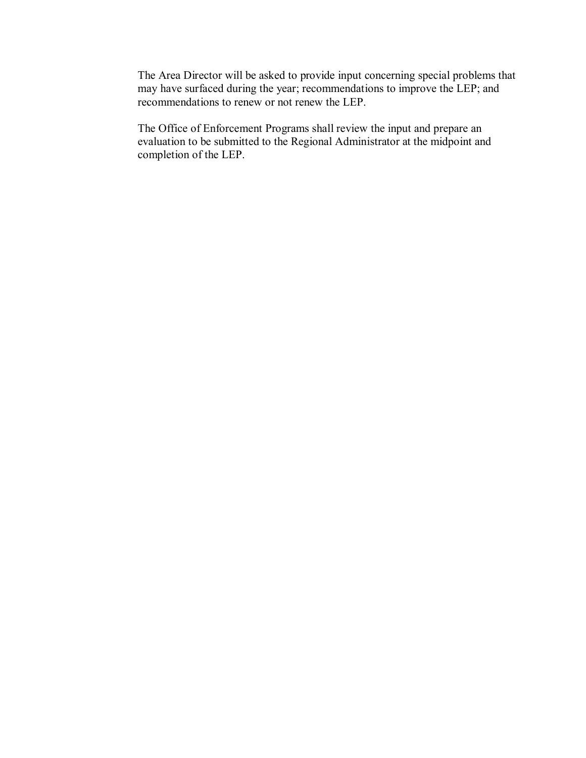The Area Director will be asked to provide input concerning special problems that may have surfaced during the year; recommendations to improve the LEP; and recommendations to renew or not renew the LEP.

The Office of Enforcement Programs shall review the input and prepare an evaluation to be submitted to the Regional Administrator at the midpoint and completion of the LEP.